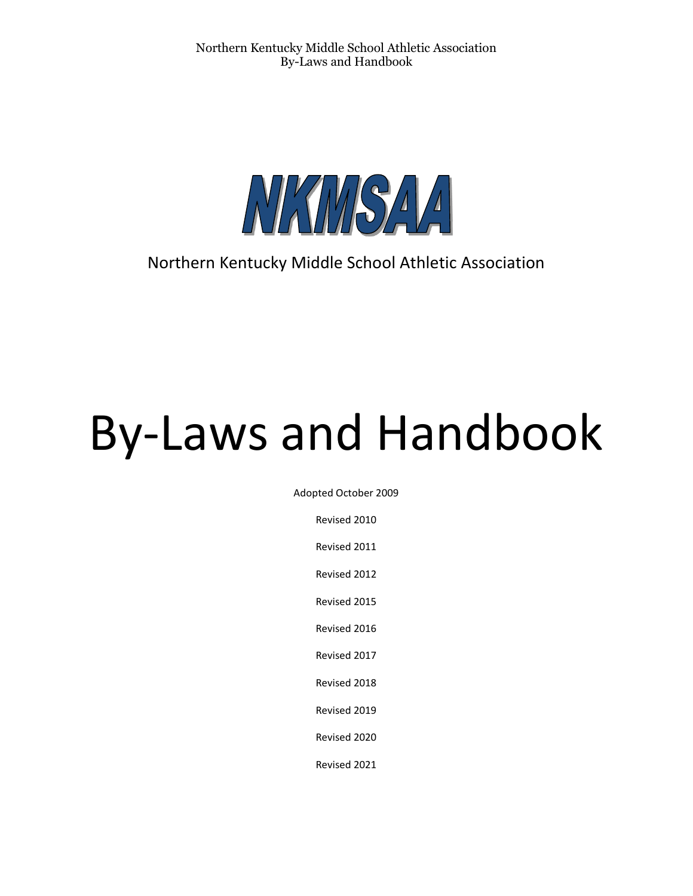# NKMSAA

Northern Kentucky Middle School Athletic Association

# By-Laws and Handbook

Adopted October 2009

Revised 2010

Revised 2011

Revised 2012

Revised 2015

Revised 2016

Revised 2017

Revised 2018

Revised 2019

Revised 2020

Revised 2021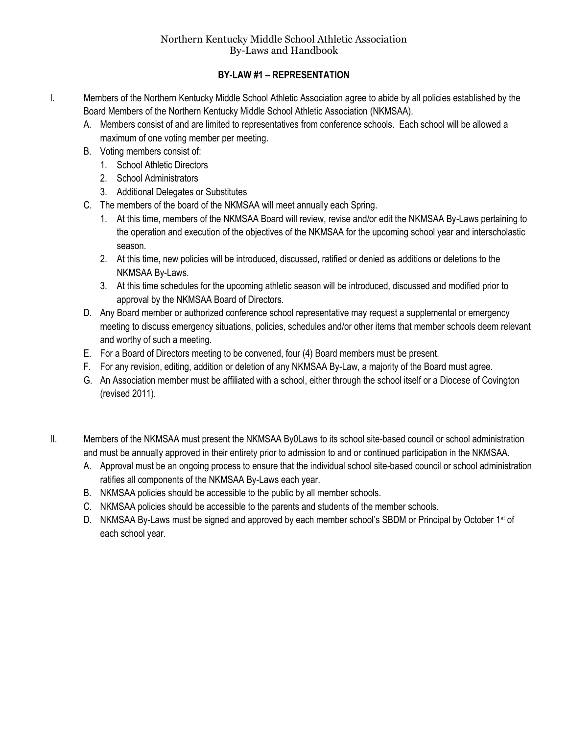Northern Kentucky Middle School Athletic Association
By-Laws and Handbook

## BY-LAW #1 – REPRESENTATION

I. Members of the Northern Kentucky Middle School Athletic Association agree to abide by all policies established by the Board Members of the Northern Kentucky Middle School Athletic Association (NKMSAA).
   - A. Members consist of and are limited to representatives from conference schools. Each school will be allowed a maximum of one voting member per meeting.
   - B. Voting members consist of:
     1. School Athletic Directors
     2. School Administrators
     3. Additional Delegates or Substitutes
   - C. The members of the board of the NKMSAA will meet annually each Spring.
     1. At this time, members of the NKMSAA Board will review, revise and/or edit the NKMSAA By-Laws pertaining to the operation and execution of the objectives of the NKMSAA for the upcoming school year and interscholastic season.
     2. At this time, new policies will be introduced, discussed, ratified or denied as additions or deletions to the NKMSAA By-Laws.
     3. At this time schedules for the upcoming athletic season will be introduced, discussed and modified prior to approval by the NKMSAA Board of Directors.
   - D. Any Board member or authorized conference school representative may request a supplemental or emergency meeting to discuss emergency situations, policies, schedules and/or other items that member schools deem relevant and worthy of such a meeting.
   - E. For a Board of Directors meeting to be convened, four (4) Board members must be present.
   - F. For any revision, editing, addition or deletion of any NKMSAA By-Law, a majority of the Board must agree.
   - G. An Association member must be affiliated with a school, either through the school itself or a Diocese of Covington (revised 2011).

II. Members of the NKMSAA must present the NKMSAA By0Laws to its school site-based council or school administration and must be annually approved in their entirety prior to admission to and or continued participation in the NKMSAA.
   - A. Approval must be an ongoing process to ensure that the individual school site-based council or school administration ratifies all components of the NKMSAA By-Laws each year.
   - B. NKMSAA policies should be accessible to the public by all member schools.
   - C. NKMSAA policies should be accessible to the parents and students of the member schools.
   - D. NKMSAA By-Laws must be signed and approved by each member school's SBDM or Principal by October 1st of each school year.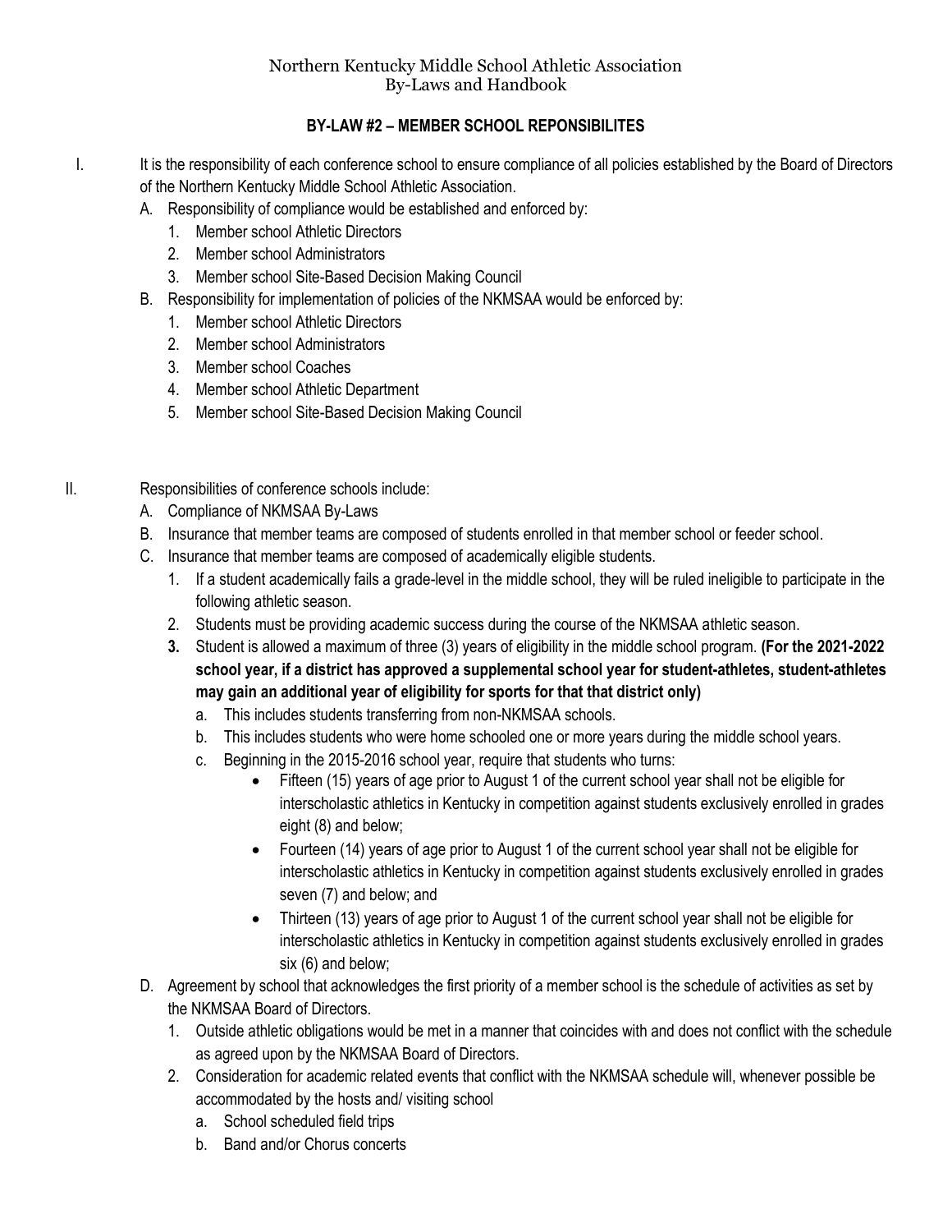## BY-LAW #2 – MEMBER SCHOOL REPONSIBILITES

I. It is the responsibility of each conference school to ensure compliance of all policies established by the Board of Directors of the Northern Kentucky Middle School Athletic Association.
   - A. Responsibility of compliance would be established and enforced by:
     1. Member school Athletic Directors
     2. Member school Administrators
     3. Member school Site-Based Decision Making Council
   - B. Responsibility for implementation of policies of the NKMSAA would be enforced by:
     1. Member school Athletic Directors
     2. Member school Administrators
     3. Member school Coaches
     4. Member school Athletic Department
     5. Member school Site-Based Decision Making Council

II. Responsibilities of conference schools include:
   - A. Compliance of NKMSAA By-Laws
   - B. Insurance that member teams are composed of students enrolled in that member school or feeder school.
   - C. Insurance that member teams are composed of academically eligible students.
     1. If a student academically fails a grade-level in the middle school, they will be ruled ineligible to participate in the following athletic season.
     2. Students must be providing academic success during the course of the NKMSAA athletic season.
     3. Student is allowed a maximum of three (3) years of eligibility in the middle school program. **(For the 2021-2022 school year, if a district has approved a supplemental school year for student-athletes, student-athletes may gain an additional year of eligibility for sports for that that district only)**
        - a. This includes students transferring from non-NKMSAA schools.
        - b. This includes students who were home schooled one or more years during the middle school years.
        - c. Beginning in the 2015-2016 school year, require that students who turns:
          - Fifteen (15) years of age prior to August 1 of the current school year shall not be eligible for interscholastic athletics in Kentucky in competition against students exclusively enrolled in grades eight (8) and below;
          - Fourteen (14) years of age prior to August 1 of the current school year shall not be eligible for interscholastic athletics in Kentucky in competition against students exclusively enrolled in grades seven (7) and below; and
          - Thirteen (13) years of age prior to August 1 of the current school year shall not be eligible for interscholastic athletics in Kentucky in competition against students exclusively enrolled in grades six (6) and below;
   - D. Agreement by school that acknowledges the first priority of a member school is the schedule of activities as set by the NKMSAA Board of Directors.
     1. Outside athletic obligations would be met in a manner that coincides with and does not conflict with the schedule as agreed upon by the NKMSAA Board of Directors.
     2. Consideration for academic related events that conflict with the NKMSAA schedule will, whenever possible be accommodated by the hosts and/ visiting school
        - a. School scheduled field trips
        - b. Band and/or Chorus concerts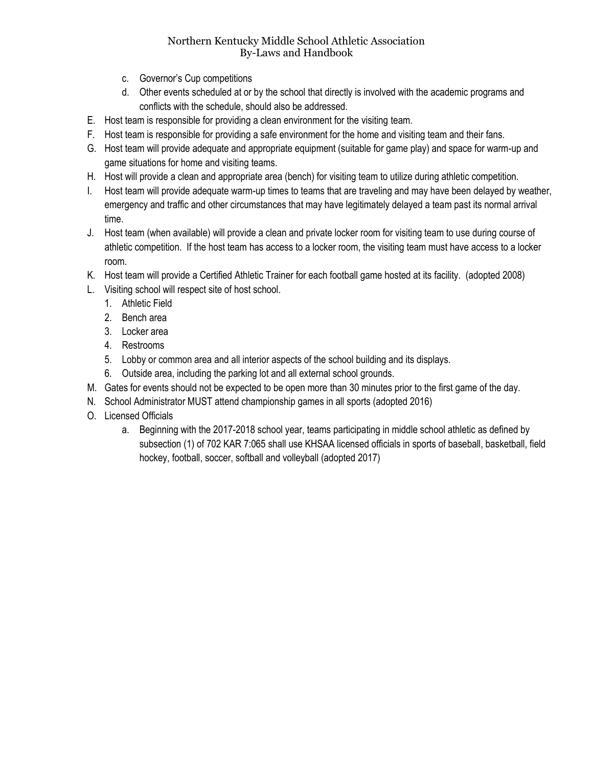c. Governor's Cup competitions
d. Other events scheduled at or by the school that directly is involved with the academic programs and conflicts with the schedule, should also be addressed.

E. Host team is responsible for providing a clean environment for the visiting team.
F. Host team is responsible for providing a safe environment for the home and visiting team and their fans.
G. Host team will provide adequate and appropriate equipment (suitable for game play) and space for warm-up and game situations for home and visiting teams.
H. Host will provide a clean and appropriate area (bench) for visiting team to utilize during athletic competition.
I. Host team will provide adequate warm-up times to teams that are traveling and may have been delayed by weather, emergency and traffic and other circumstances that may have legitimately delayed a team past its normal arrival time.
J. Host team (when available) will provide a clean and private locker room for visiting team to use during course of athletic competition. If the host team has access to a locker room, the visiting team must have access to a locker room.
K. Host team will provide a Certified Athletic Trainer for each football game hosted at its facility. (adopted 2008)
L. Visiting school will respect site of host school.
   1. Athletic Field
   2. Bench area
   3. Locker area
   4. Restrooms
   5. Lobby or common area and all interior aspects of the school building and its displays.
   6. Outside area, including the parking lot and all external school grounds.
M. Gates for events should not be expected to be open more than 30 minutes prior to the first game of the day.
N. School Administrator MUST attend championship games in all sports (adopted 2016)
O. Licensed Officials
   a. Beginning with the 2017-2018 school year, teams participating in middle school athletic as defined by subsection (1) of 702 KAR 7:065 shall use KHSAA licensed officials in sports of baseball, basketball, field hockey, football, soccer, softball and volleyball (adopted 2017)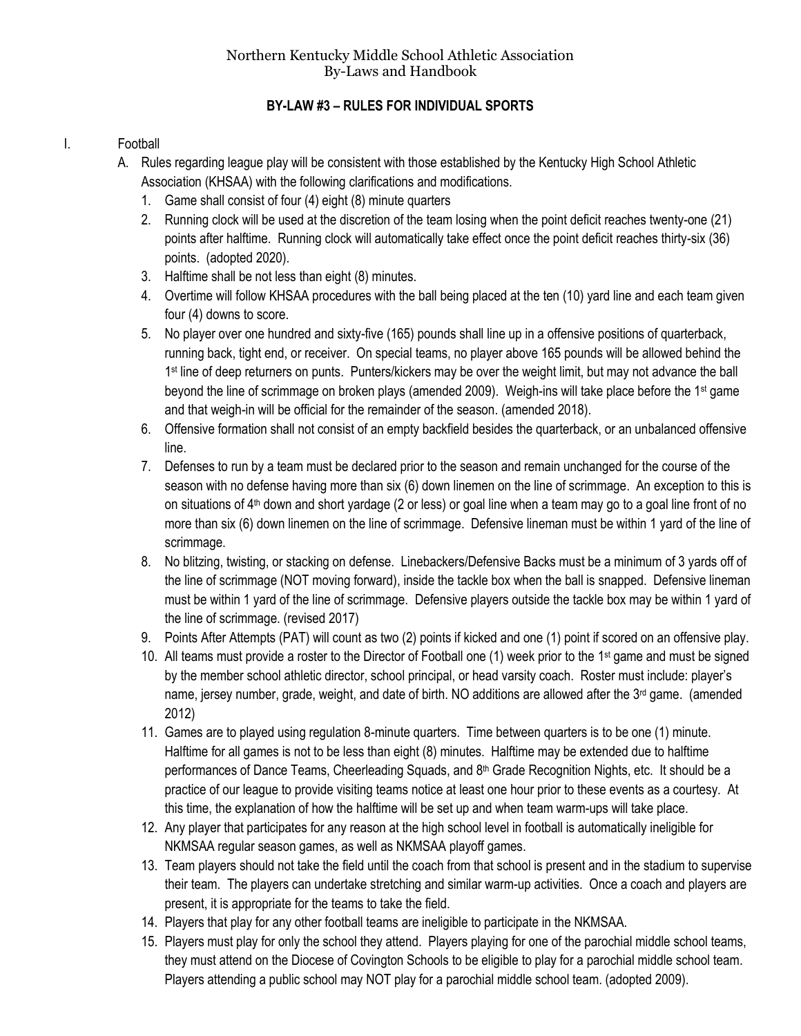Northern Kentucky Middle School Athletic Association
By-Laws and Handbook

## BY-LAW #3 – RULES FOR INDIVIDUAL SPORTS

I. Football

A. Rules regarding league play will be consistent with those established by the Kentucky High School Athletic Association (KHSAA) with the following clarifications and modifications.

1. Game shall consist of four (4) eight (8) minute quarters
2. Running clock will be used at the discretion of the team losing when the point deficit reaches twenty-one (21) points after halftime. Running clock will automatically take effect once the point deficit reaches thirty-six (36) points. (adopted 2020).
3. Halftime shall be not less than eight (8) minutes.
4. Overtime will follow KHSAA procedures with the ball being placed at the ten (10) yard line and each team given four (4) downs to score.
5. No player over one hundred and sixty-five (165) pounds shall line up in a offensive positions of quarterback, running back, tight end, or receiver. On special teams, no player above 165 pounds will be allowed behind the 1st line of deep returners on punts. Punters/kickers may be over the weight limit, but may not advance the ball beyond the line of scrimmage on broken plays (amended 2009). Weigh-ins will take place before the 1st game and that weigh-in will be official for the remainder of the season. (amended 2018).
6. Offensive formation shall not consist of an empty backfield besides the quarterback, or an unbalanced offensive line.
7. Defenses to run by a team must be declared prior to the season and remain unchanged for the course of the season with no defense having more than six (6) down linemen on the line of scrimmage. An exception to this is on situations of 4th down and short yardage (2 or less) or goal line when a team may go to a goal line front of no more than six (6) down linemen on the line of scrimmage. Defensive lineman must be within 1 yard of the line of scrimmage.
8. No blitzing, twisting, or stacking on defense. Linebackers/Defensive Backs must be a minimum of 3 yards off of the line of scrimmage (NOT moving forward), inside the tackle box when the ball is snapped. Defensive lineman must be within 1 yard of the line of scrimmage. Defensive players outside the tackle box may be within 1 yard of the line of scrimmage. (revised 2017)
9. Points After Attempts (PAT) will count as two (2) points if kicked and one (1) point if scored on an offensive play.
10. All teams must provide a roster to the Director of Football one (1) week prior to the 1st game and must be signed by the member school athletic director, school principal, or head varsity coach. Roster must include: player's name, jersey number, grade, weight, and date of birth. NO additions are allowed after the 3rd game. (amended 2012)
11. Games are to played using regulation 8-minute quarters. Time between quarters is to be one (1) minute. Halftime for all games is not to be less than eight (8) minutes. Halftime may be extended due to halftime performances of Dance Teams, Cheerleading Squads, and 8th Grade Recognition Nights, etc. It should be a practice of our league to provide visiting teams notice at least one hour prior to these events as a courtesy. At this time, the explanation of how the halftime will be set up and when team warm-ups will take place.
12. Any player that participates for any reason at the high school level in football is automatically ineligible for NKMSAA regular season games, as well as NKMSAA playoff games.
13. Team players should not take the field until the coach from that school is present and in the stadium to supervise their team. The players can undertake stretching and similar warm-up activities. Once a coach and players are present, it is appropriate for the teams to take the field.
14. Players that play for any other football teams are ineligible to participate in the NKMSAA.
15. Players must play for only the school they attend. Players playing for one of the parochial middle school teams, they must attend on the Diocese of Covington Schools to be eligible to play for a parochial middle school team. Players attending a public school may NOT play for a parochial middle school team. (adopted 2009).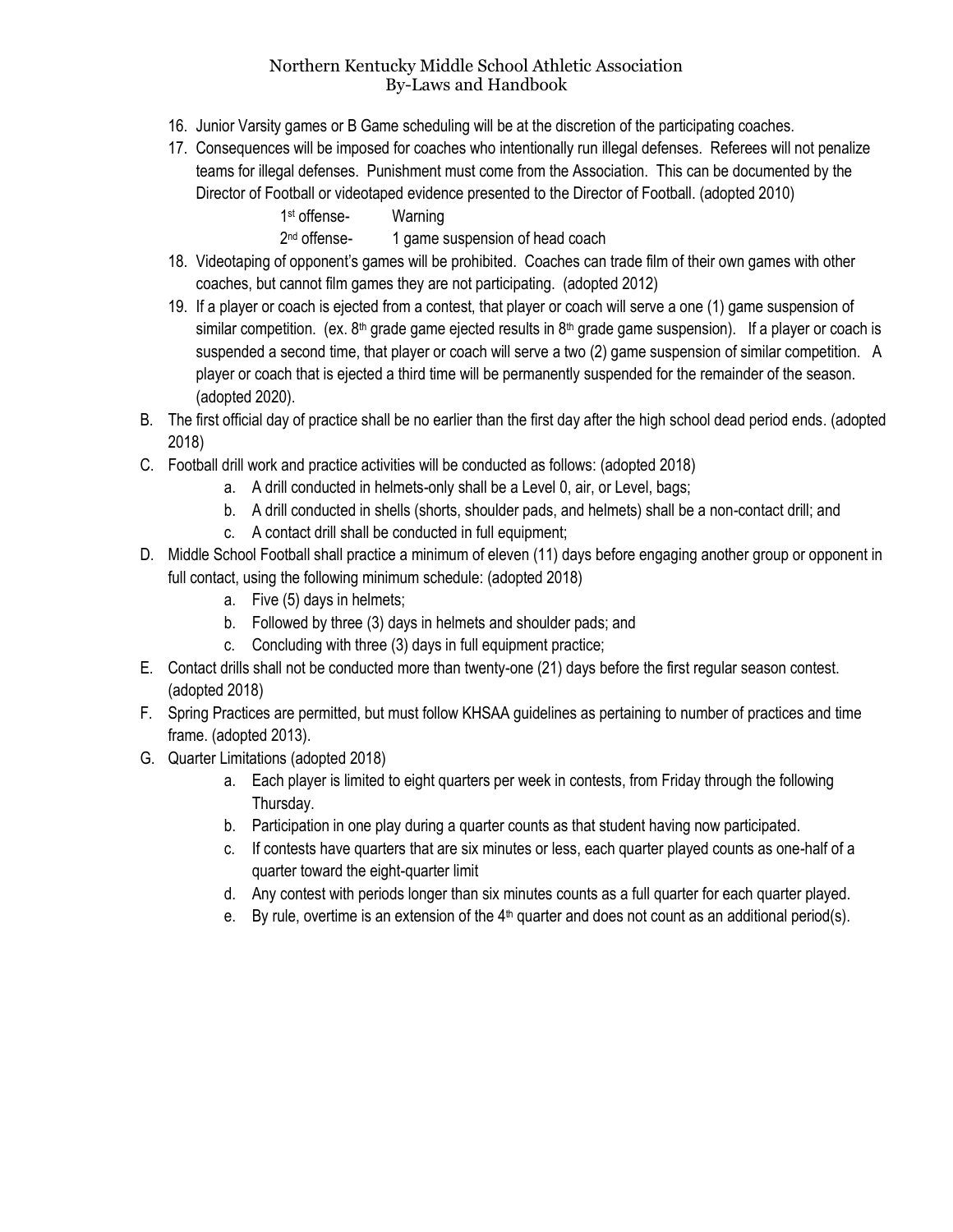16. Junior Varsity games or B Game scheduling will be at the discretion of the participating coaches.
17. Consequences will be imposed for coaches who intentionally run illegal defenses. Referees will not penalize teams for illegal defenses. Punishment must come from the Association. This can be documented by the Director of Football or videotaped evidence presented to the Director of Football. (adopted 2010)

    1st offense- Warning

    2nd offense- 1 game suspension of head coach
18. Videotaping of opponent's games will be prohibited. Coaches can trade film of their own games with other coaches, but cannot film games they are not participating. (adopted 2012)
19. If a player or coach is ejected from a contest, that player or coach will serve a one (1) game suspension of similar competition. (ex. 8th grade game ejected results in 8th grade game suspension). If a player or coach is suspended a second time, that player or coach will serve a two (2) game suspension of similar competition. A player or coach that is ejected a third time will be permanently suspended for the remainder of the season. (adopted 2020).

B. The first official day of practice shall be no earlier than the first day after the high school dead period ends. (adopted 2018)

C. Football drill work and practice activities will be conducted as follows: (adopted 2018)
   a. A drill conducted in helmets-only shall be a Level 0, air, or Level, bags;
   b. A drill conducted in shells (shorts, shoulder pads, and helmets) shall be a non-contact drill; and
   c. A contact drill shall be conducted in full equipment;

D. Middle School Football shall practice a minimum of eleven (11) days before engaging another group or opponent in full contact, using the following minimum schedule: (adopted 2018)
   a. Five (5) days in helmets;
   b. Followed by three (3) days in helmets and shoulder pads; and
   c. Concluding with three (3) days in full equipment practice;

E. Contact drills shall not be conducted more than twenty-one (21) days before the first regular season contest. (adopted 2018)

F. Spring Practices are permitted, but must follow KHSAA guidelines as pertaining to number of practices and time frame. (adopted 2013).

G. Quarter Limitations (adopted 2018)
   a. Each player is limited to eight quarters per week in contests, from Friday through the following Thursday.
   b. Participation in one play during a quarter counts as that student having now participated.
   c. If contests have quarters that are six minutes or less, each quarter played counts as one-half of a quarter toward the eight-quarter limit
   d. Any contest with periods longer than six minutes counts as a full quarter for each quarter played.
   e. By rule, overtime is an extension of the 4th quarter and does not count as an additional period(s).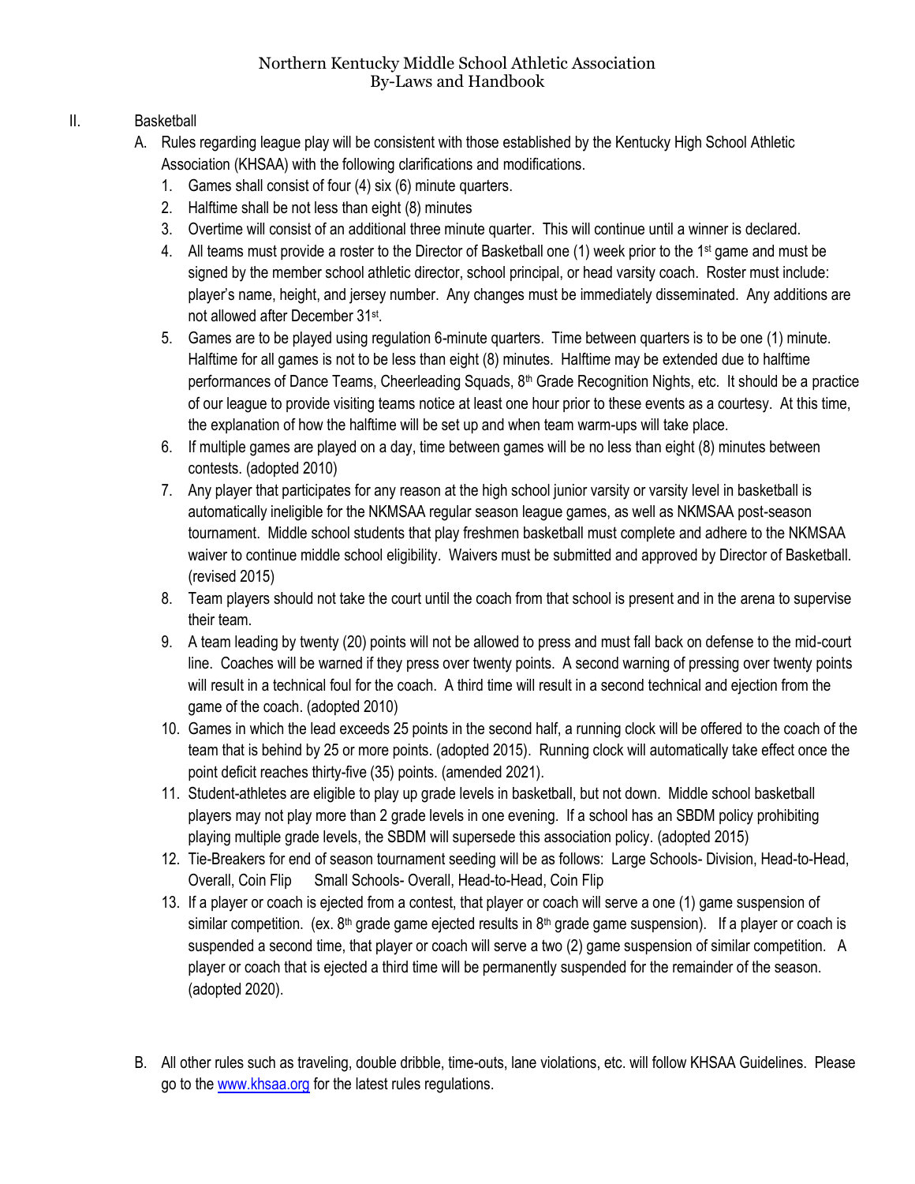II. Basketball

A. Rules regarding league play will be consistent with those established by the Kentucky High School Athletic Association (KHSAA) with the following clarifications and modifications.

1. Games shall consist of four (4) six (6) minute quarters.
2. Halftime shall be not less than eight (8) minutes
3. Overtime will consist of an additional three minute quarter. This will continue until a winner is declared.
4. All teams must provide a roster to the Director of Basketball one (1) week prior to the 1st game and must be signed by the member school athletic director, school principal, or head varsity coach. Roster must include: player's name, height, and jersey number. Any changes must be immediately disseminated. Any additions are not allowed after December 31st.
5. Games are to be played using regulation 6-minute quarters. Time between quarters is to be one (1) minute. Halftime for all games is not to be less than eight (8) minutes. Halftime may be extended due to halftime performances of Dance Teams, Cheerleading Squads, 8th Grade Recognition Nights, etc. It should be a practice of our league to provide visiting teams notice at least one hour prior to these events as a courtesy. At this time, the explanation of how the halftime will be set up and when team warm-ups will take place.
6. If multiple games are played on a day, time between games will be no less than eight (8) minutes between contests. (adopted 2010)
7. Any player that participates for any reason at the high school junior varsity or varsity level in basketball is automatically ineligible for the NKMSAA regular season league games, as well as NKMSAA post-season tournament. Middle school students that play freshmen basketball must complete and adhere to the NKMSAA waiver to continue middle school eligibility. Waivers must be submitted and approved by Director of Basketball. (revised 2015)
8. Team players should not take the court until the coach from that school is present and in the arena to supervise their team.
9. A team leading by twenty (20) points will not be allowed to press and must fall back on defense to the mid-court line. Coaches will be warned if they press over twenty points. A second warning of pressing over twenty points will result in a technical foul for the coach. A third time will result in a second technical and ejection from the game of the coach. (adopted 2010)
10. Games in which the lead exceeds 25 points in the second half, a running clock will be offered to the coach of the team that is behind by 25 or more points. (adopted 2015). Running clock will automatically take effect once the point deficit reaches thirty-five (35) points. (amended 2021).
11. Student-athletes are eligible to play up grade levels in basketball, but not down. Middle school basketball players may not play more than 2 grade levels in one evening. If a school has an SBDM policy prohibiting playing multiple grade levels, the SBDM will supersede this association policy. (adopted 2015)
12. Tie-Breakers for end of season tournament seeding will be as follows: Large Schools- Division, Head-to-Head, Overall, Coin Flip Small Schools- Overall, Head-to-Head, Coin Flip
13. If a player or coach is ejected from a contest, that player or coach will serve a one (1) game suspension of similar competition. (ex. 8th grade game ejected results in 8th grade game suspension). If a player or coach is suspended a second time, that player or coach will serve a two (2) game suspension of similar competition. A player or coach that is ejected a third time will be permanently suspended for the remainder of the season. (adopted 2020).

B. All other rules such as traveling, double dribble, time-outs, lane violations, etc. will follow KHSAA Guidelines. Please go to the www.khsaa.org for the latest rules regulations.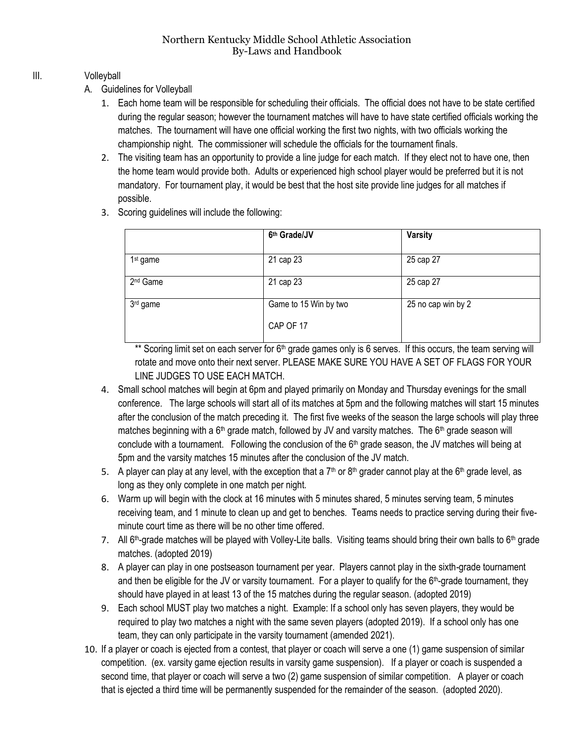Northern Kentucky Middle School Athletic Association
By-Laws and Handbook

## III. Volleyball

### A. Guidelines for Volleyball

1. Each home team will be responsible for scheduling their officials. The official does not have to be state certified during the regular season; however the tournament matches will have to have state certified officials working the matches. The tournament will have one official working the first two nights, with two officials working the championship night. The commissioner will schedule the officials for the tournament finals.
2. The visiting team has an opportunity to provide a line judge for each match. If they elect not to have one, then the home team would provide both. Adults or experienced high school player would be preferred but it is not mandatory. For tournament play, it would be best that the host site provide line judges for all matches if possible.
3. Scoring guidelines will include the following:

| | 6th Grade/JV | Varsity |
|---|---|---|
| 1st game | 21 cap 23 | 25 cap 27 |
| 2nd Game | 21 cap 23 | 25 cap 27 |
| 3rd game | Game to 15 Win by two CAP OF 17 | 25 no cap win by 2 |

** Scoring limit set on each server for 6th grade games only is 6 serves. If this occurs, the team serving will rotate and move onto their next server. PLEASE MAKE SURE YOU HAVE A SET OF FLAGS FOR YOUR LINE JUDGES TO USE EACH MATCH.

4. Small school matches will begin at 6pm and played primarily on Monday and Thursday evenings for the small conference. The large schools will start all of its matches at 5pm and the following matches will start 15 minutes after the conclusion of the match preceding it. The first five weeks of the season the large schools will play three matches beginning with a 6th grade match, followed by JV and varsity matches. The 6th grade season will conclude with a tournament. Following the conclusion of the 6th grade season, the JV matches will being at 5pm and the varsity matches 15 minutes after the conclusion of the JV match.
5. A player can play at any level, with the exception that a 7th or 8th grader cannot play at the 6th grade level, as long as they only complete in one match per night.
6. Warm up will begin with the clock at 16 minutes with 5 minutes shared, 5 minutes serving team, 5 minutes receiving team, and 1 minute to clean up and get to benches. Teams needs to practice serving during their five-minute court time as there will be no other time offered.
7. All 6th-grade matches will be played with Volley-Lite balls. Visiting teams should bring their own balls to 6th grade matches. (adopted 2019)
8. A player can play in one postseason tournament per year. Players cannot play in the sixth-grade tournament and then be eligible for the JV or varsity tournament. For a player to qualify for the 6th-grade tournament, they should have played in at least 13 of the 15 matches during the regular season. (adopted 2019)
9. Each school MUST play two matches a night. Example: If a school only has seven players, they would be required to play two matches a night with the same seven players (adopted 2019). If a school only has one team, they can only participate in the varsity tournament (amended 2021).
10. If a player or coach is ejected from a contest, that player or coach will serve a one (1) game suspension of similar competition. (ex. varsity game ejection results in varsity game suspension). If a player or coach is suspended a second time, that player or coach will serve a two (2) game suspension of similar competition. A player or coach that is ejected a third time will be permanently suspended for the remainder of the season. (adopted 2020).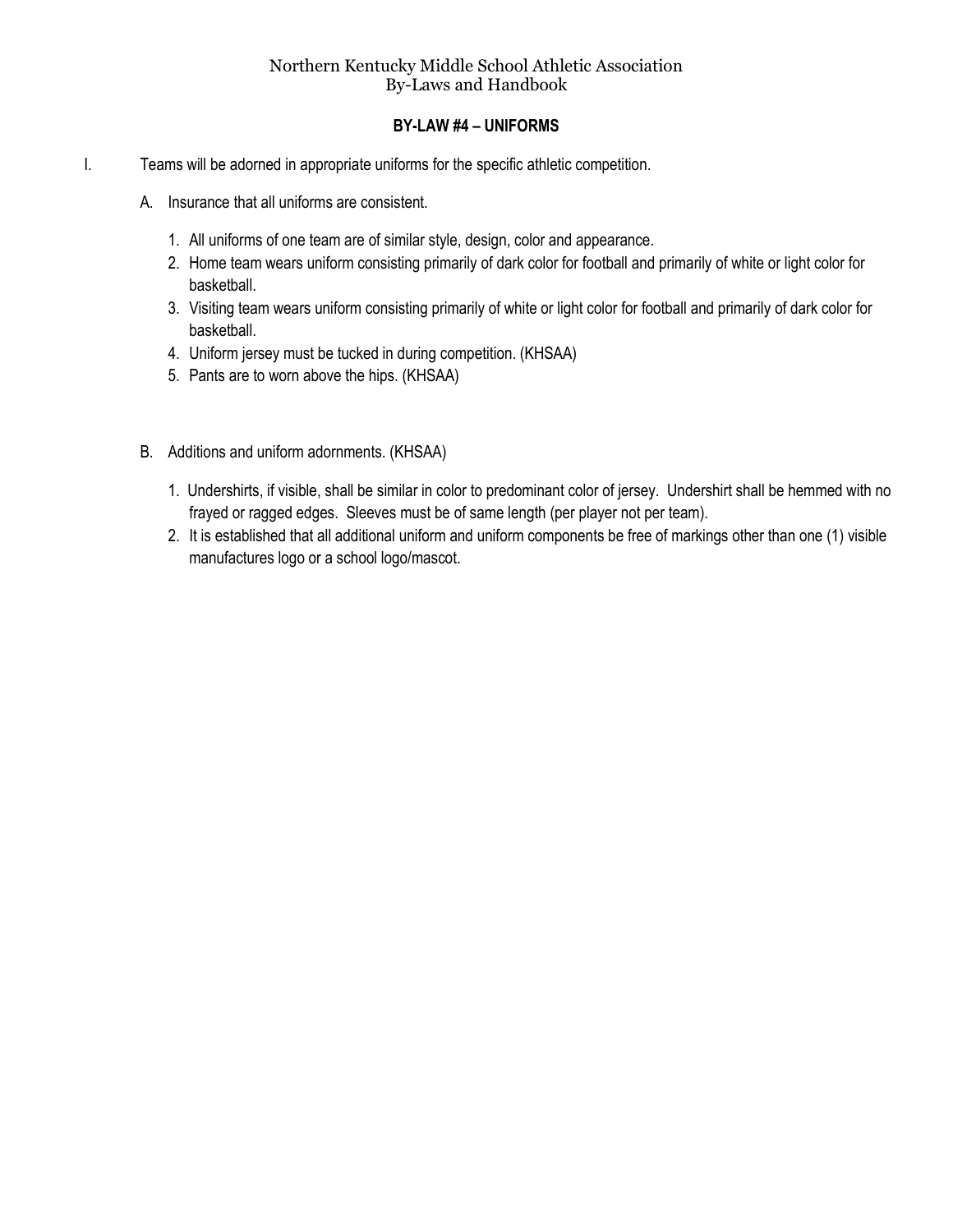# BY-LAW #4 – UNIFORMS

I. Teams will be adorned in appropriate uniforms for the specific athletic competition.

A. Insurance that all uniforms are consistent.

1. All uniforms of one team are of similar style, design, color and appearance.
2. Home team wears uniform consisting primarily of dark color for football and primarily of white or light color for basketball.
3. Visiting team wears uniform consisting primarily of white or light color for football and primarily of dark color for basketball.
4. Uniform jersey must be tucked in during competition. (KHSAA)
5. Pants are to worn above the hips. (KHSAA)

B. Additions and uniform adornments. (KHSAA)

1. Undershirts, if visible, shall be similar in color to predominant color of jersey. Undershirt shall be hemmed with no frayed or ragged edges. Sleeves must be of same length (per player not per team).
2. It is established that all additional uniform and uniform components be free of markings other than one (1) visible manufactures logo or a school logo/mascot.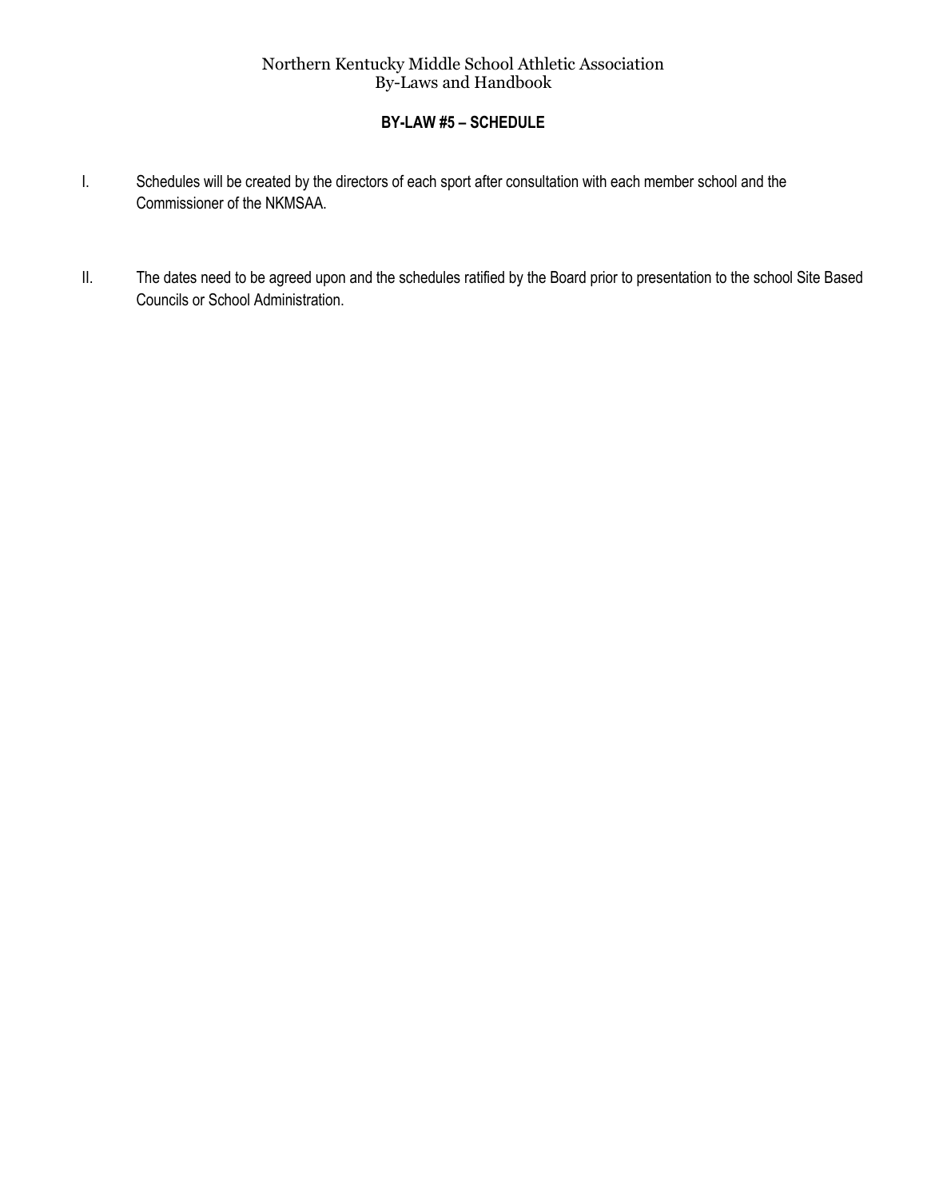# BY-LAW #5 – SCHEDULE

I. Schedules will be created by the directors of each sport after consultation with each member school and the Commissioner of the NKMSAA.

II. The dates need to be agreed upon and the schedules ratified by the Board prior to presentation to the school Site Based Councils or School Administration.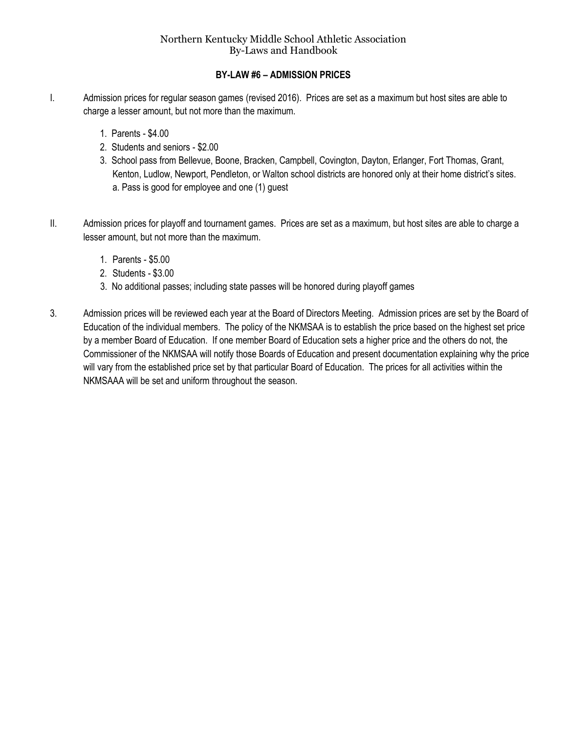## BY-LAW #6 – ADMISSION PRICES

I. Admission prices for regular season games (revised 2016). Prices are set as a maximum but host sites are able to charge a lesser amount, but not more than the maximum.

1. Parents - $4.00
2. Students and seniors - $2.00
3. School pass from Bellevue, Boone, Bracken, Campbell, Covington, Dayton, Erlanger, Fort Thomas, Grant, Kenton, Ludlow, Newport, Pendleton, or Walton school districts are honored only at their home district's sites.
   a. Pass is good for employee and one (1) guest

II. Admission prices for playoff and tournament games. Prices are set as a maximum, but host sites are able to charge a lesser amount, but not more than the maximum.

1. Parents - $5.00
2. Students - $3.00
3. No additional passes; including state passes will be honored during playoff games

3. Admission prices will be reviewed each year at the Board of Directors Meeting. Admission prices are set by the Board of Education of the individual members. The policy of the NKMSAA is to establish the price based on the highest set price by a member Board of Education. If one member Board of Education sets a higher price and the others do not, the Commissioner of the NKMSAA will notify those Boards of Education and present documentation explaining why the price will vary from the established price set by that particular Board of Education. The prices for all activities within the NKMSAAA will be set and uniform throughout the season.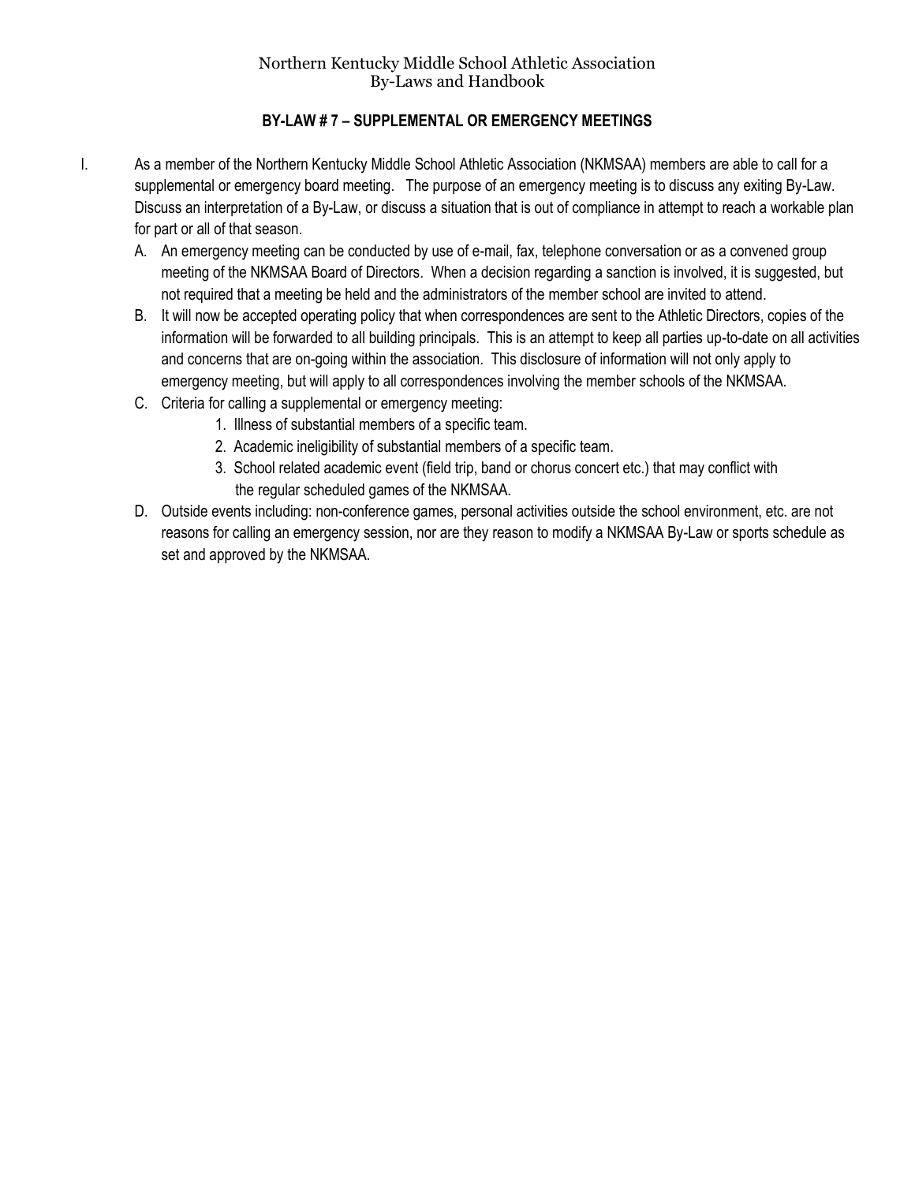## BY-LAW # 7 – SUPPLEMENTAL OR EMERGENCY MEETINGS

I. As a member of the Northern Kentucky Middle School Athletic Association (NKMSAA) members are able to call for a supplemental or emergency board meeting. The purpose of an emergency meeting is to discuss any exiting By-Law. Discuss an interpretation of a By-Law, or discuss a situation that is out of compliance in attempt to reach a workable plan for part or all of that season.

   A. An emergency meeting can be conducted by use of e-mail, fax, telephone conversation or as a convened group meeting of the NKMSAA Board of Directors. When a decision regarding a sanction is involved, it is suggested, but not required that a meeting be held and the administrators of the member school are invited to attend.

   B. It will now be accepted operating policy that when correspondences are sent to the Athletic Directors, copies of the information will be forwarded to all building principals. This is an attempt to keep all parties up-to-date on all activities and concerns that are on-going within the association. This disclosure of information will not only apply to emergency meeting, but will apply to all correspondences involving the member schools of the NKMSAA.

   C. Criteria for calling a supplemental or emergency meeting:

      1. Illness of substantial members of a specific team.
      2. Academic ineligibility of substantial members of a specific team.
      3. School related academic event (field trip, band or chorus concert etc.) that may conflict with the regular scheduled games of the NKMSAA.

   D. Outside events including: non-conference games, personal activities outside the school environment, etc. are not reasons for calling an emergency session, nor are they reason to modify a NKMSAA By-Law or sports schedule as set and approved by the NKMSAA.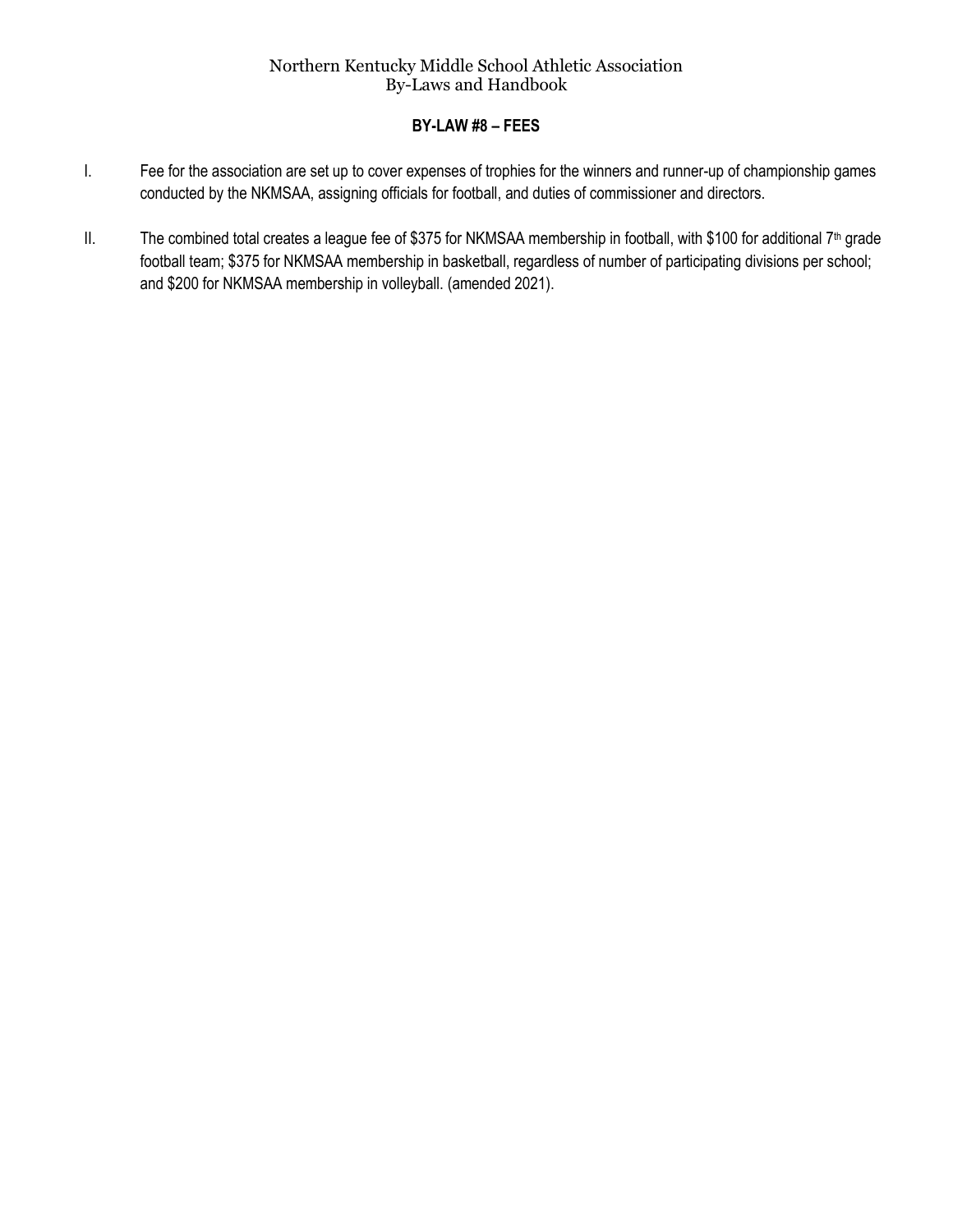## BY-LAW #8 – FEES

I. Fee for the association are set up to cover expenses of trophies for the winners and runner-up of championship games conducted by the NKMSAA, assigning officials for football, and duties of commissioner and directors.

II. The combined total creates a league fee of $375 for NKMSAA membership in football, with $100 for additional 7th grade football team; $375 for NKMSAA membership in basketball, regardless of number of participating divisions per school; and $200 for NKMSAA membership in volleyball. (amended 2021).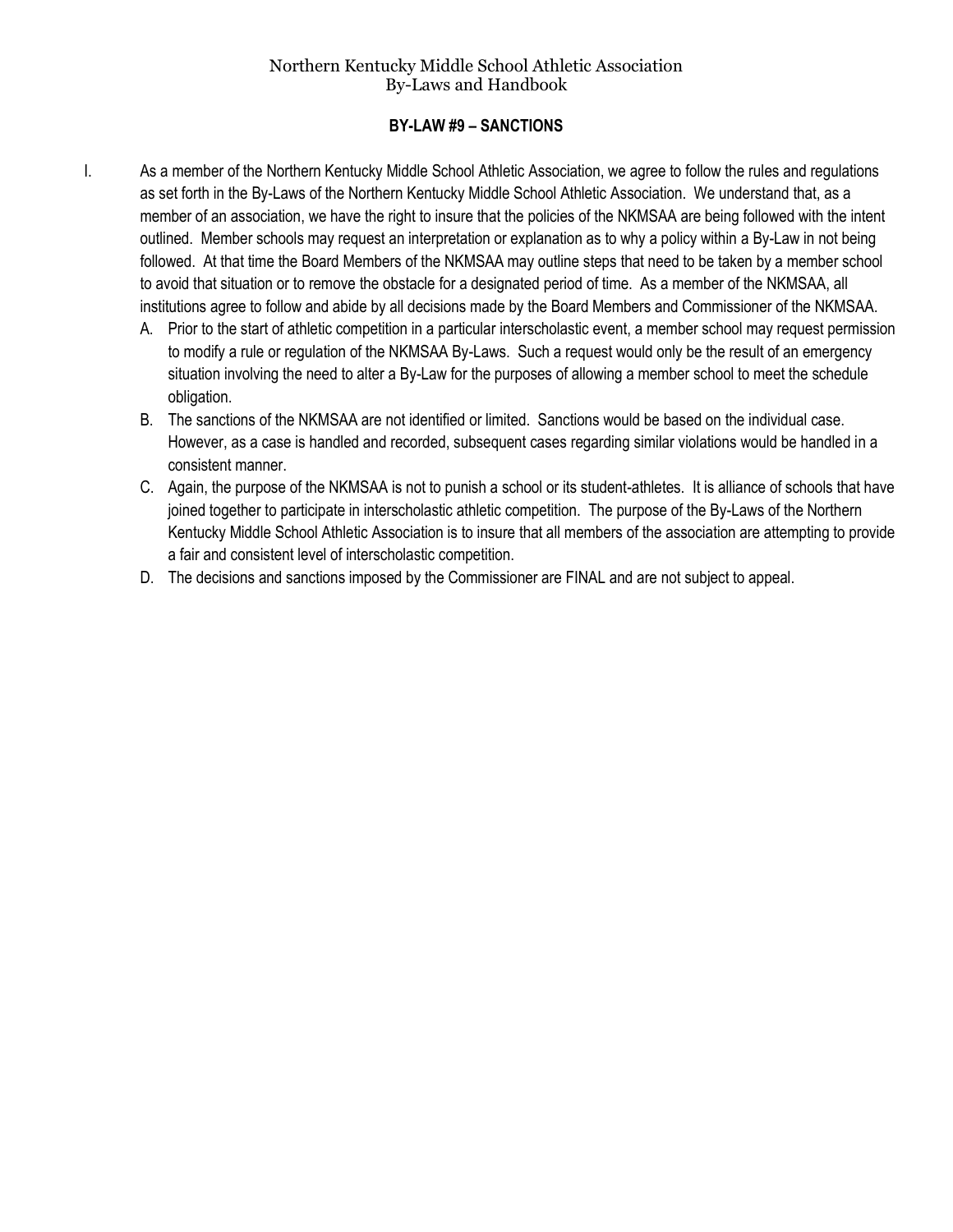## BY-LAW #9 – SANCTIONS

I. As a member of the Northern Kentucky Middle School Athletic Association, we agree to follow the rules and regulations as set forth in the By-Laws of the Northern Kentucky Middle School Athletic Association. We understand that, as a member of an association, we have the right to insure that the policies of the NKMSAA are being followed with the intent outlined. Member schools may request an interpretation or explanation as to why a policy within a By-Law in not being followed. At that time the Board Members of the NKMSAA may outline steps that need to be taken by a member school to avoid that situation or to remove the obstacle for a designated period of time. As a member of the NKMSAA, all institutions agree to follow and abide by all decisions made by the Board Members and Commissioner of the NKMSAA.

   A. Prior to the start of athletic competition in a particular interscholastic event, a member school may request permission to modify a rule or regulation of the NKMSAA By-Laws. Such a request would only be the result of an emergency situation involving the need to alter a By-Law for the purposes of allowing a member school to meet the schedule obligation.
   B. The sanctions of the NKMSAA are not identified or limited. Sanctions would be based on the individual case. However, as a case is handled and recorded, subsequent cases regarding similar violations would be handled in a consistent manner.
   C. Again, the purpose of the NKMSAA is not to punish a school or its student-athletes. It is alliance of schools that have joined together to participate in interscholastic athletic competition. The purpose of the By-Laws of the Northern Kentucky Middle School Athletic Association is to insure that all members of the association are attempting to provide a fair and consistent level of interscholastic competition.
   D. The decisions and sanctions imposed by the Commissioner are FINAL and are not subject to appeal.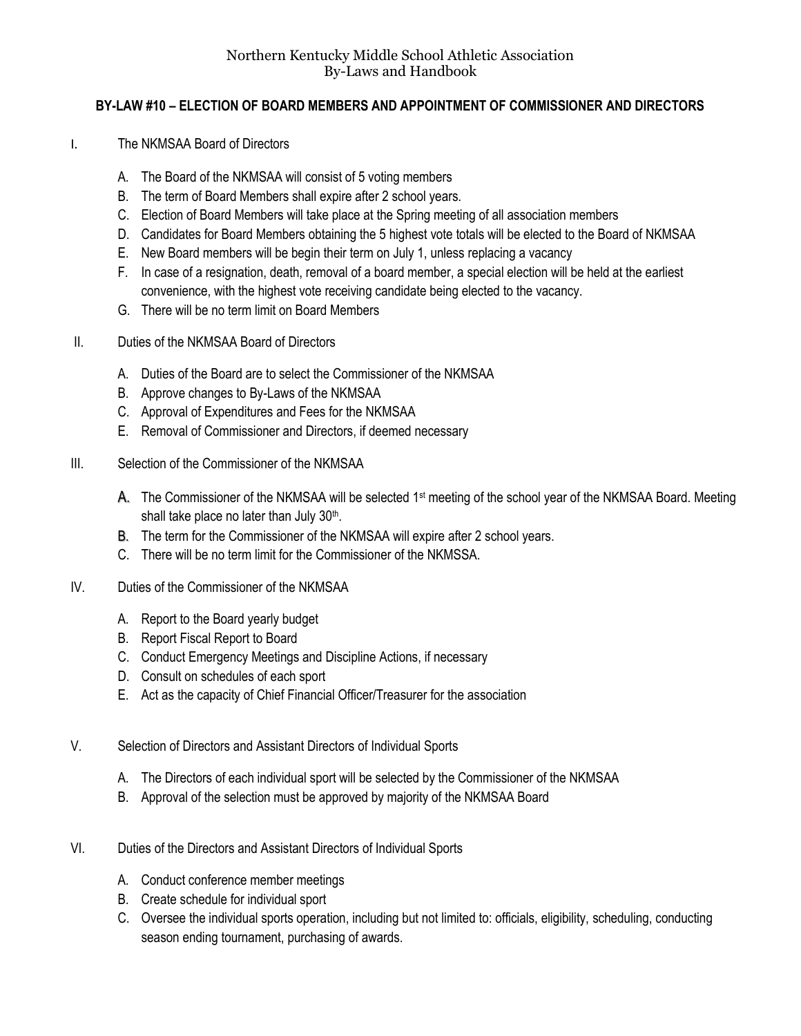Northern Kentucky Middle School Athletic Association
By-Laws and Handbook

## BY-LAW #10 – ELECTION OF BOARD MEMBERS AND APPOINTMENT OF COMMISSIONER AND DIRECTORS

I. The NKMSAA Board of Directors

   A. The Board of the NKMSAA will consist of 5 voting members
   B. The term of Board Members shall expire after 2 school years.
   C. Election of Board Members will take place at the Spring meeting of all association members
   D. Candidates for Board Members obtaining the 5 highest vote totals will be elected to the Board of NKMSAA
   E. New Board members will be begin their term on July 1, unless replacing a vacancy
   F. In case of a resignation, death, removal of a board member, a special election will be held at the earliest convenience, with the highest vote receiving candidate being elected to the vacancy.
   G. There will be no term limit on Board Members

II. Duties of the NKMSAA Board of Directors

   A. Duties of the Board are to select the Commissioner of the NKMSAA
   B. Approve changes to By-Laws of the NKMSAA
   C. Approval of Expenditures and Fees for the NKMSAA
   E. Removal of Commissioner and Directors, if deemed necessary

III. Selection of the Commissioner of the NKMSAA

   A. The Commissioner of the NKMSAA will be selected 1st meeting of the school year of the NKMSAA Board. Meeting shall take place no later than July 30th.
   B. The term for the Commissioner of the NKMSAA will expire after 2 school years.
   C. There will be no term limit for the Commissioner of the NKMSSA.

IV. Duties of the Commissioner of the NKMSAA

   A. Report to the Board yearly budget
   B. Report Fiscal Report to Board
   C. Conduct Emergency Meetings and Discipline Actions, if necessary
   D. Consult on schedules of each sport
   E. Act as the capacity of Chief Financial Officer/Treasurer for the association

V. Selection of Directors and Assistant Directors of Individual Sports

   A. The Directors of each individual sport will be selected by the Commissioner of the NKMSAA
   B. Approval of the selection must be approved by majority of the NKMSAA Board

VI. Duties of the Directors and Assistant Directors of Individual Sports

   A. Conduct conference member meetings
   B. Create schedule for individual sport
   C. Oversee the individual sports operation, including but not limited to: officials, eligibility, scheduling, conducting season ending tournament, purchasing of awards.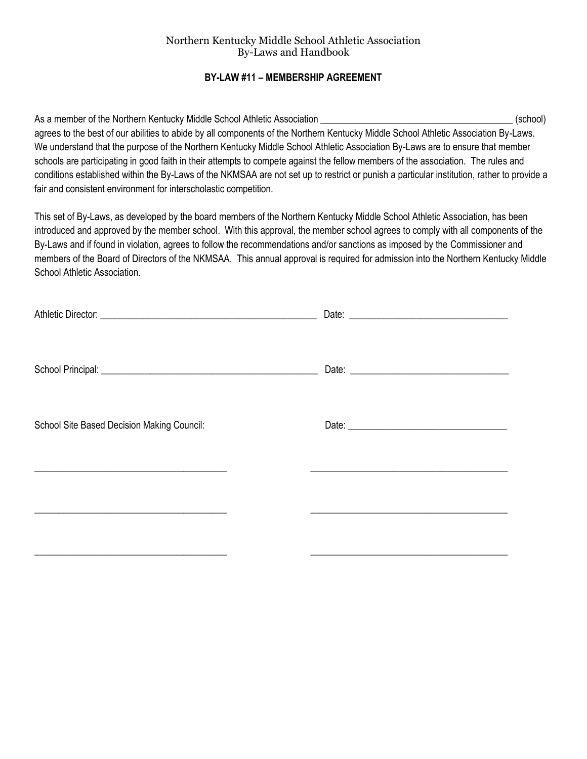Northern Kentucky Middle School Athletic Association
By-Laws and Handbook

## BY-LAW #11 – MEMBERSHIP AGREEMENT

As a member of the Northern Kentucky Middle School Athletic Association ___________________________________ (school) agrees to the best of our abilities to abide by all components of the Northern Kentucky Middle School Athletic Association By-Laws. We understand that the purpose of the Northern Kentucky Middle School Athletic Association By-Laws are to ensure that member schools are participating in good faith in their attempts to compete against the fellow members of the association. The rules and conditions established within the By-Laws of the NKMSAA are not set up to restrict or punish a particular institution, rather to provide a fair and consistent environment for interscholastic competition.

This set of By-Laws, as developed by the board members of the Northern Kentucky Middle School Athletic Association, has been introduced and approved by the member school. With this approval, the member school agrees to comply with all components of the By-Laws and if found in violation, agrees to follow the recommendations and/or sanctions as imposed by the Commissioner and members of the Board of Directors of the NKMSAA. This annual approval is required for admission into the Northern Kentucky Middle School Athletic Association.

Athletic Director: ___________________________________________ Date: ________________________________

School Principal: ___________________________________________ Date: ________________________________

School Site Based Decision Making Council: Date: ________________________________

______________________________________ ______________________________________

______________________________________ ______________________________________

______________________________________ ______________________________________